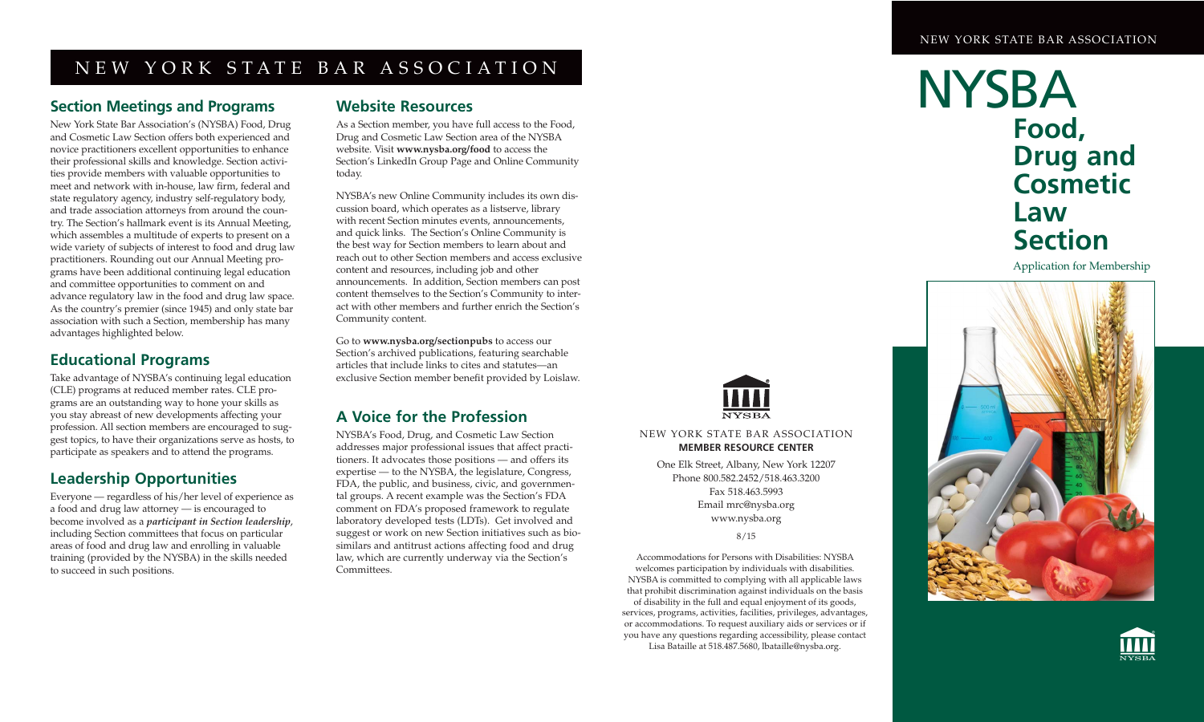# NEW YORK STATE BAR ASSOCIATION

## Section Meetings and Programs

New York State Bar Association's (NYSBA) Food, Drug and Cosmetic Law Section offers both experienced and novice practitioners excellent opportunities to enhance their professional skills and knowledge. Section activities provide members with valuable opportunities to meet and network with in-house, law firm, federal and state regulatory agency, industry self-regulatory body, and trade association attorneys from around the country. The Section's hallmark event is its Annual Meeting, which assembles a multitude of experts to present on a wide variety of subjects of interest to food and drug law practitioners. Rounding out our Annual Meeting programs have been additional continuing legal education and committee opportunities to comment on and advance regulatory law in the food and drug law space. As the country's premier (since 1945) and only state bar association with such a Section, membership has many advantages highlighted below.

## Educational Programs

Take advantage of NYSBA's continuing legal education (CLE) programs at reduced member rates. CLE programs are an outstanding way to hone your skills as you stay abreast of new developments affecting your profession. All section members are encouraged to suggest topics, to have their organizations serve as hosts, to participate as speakers and to attend the programs.

## Leadership Opportunities

Everyone — regardless of his/her level of experience as a food and drug law attorney — is encouraged to become involved as a ***participant in Section leadership***, including Section committees that focus on particular areas of food and drug law and enrolling in valuable training (provided by the NYSBA) in the skills needed to succeed in such positions.

## Website Resources

As a Section member, you have full access to the Food, Drug and Cosmetic Law Section area of the NYSBA website. Visit **www.nysba.org/food** to access the Section's LinkedIn Group Page and Online Community today.

NYSBA's new Online Community includes its own discussion board, which operates as a listserve, library with recent Section minutes events, announcements, and quick links. The Section's Online Community is the best way for Section members to learn about and reach out to other Section members and access exclusive content and resources, including job and other announcements. In addition, Section members can post content themselves to the Section's Community to interact with other members and further enrich the Section's Community content.

Go to **www.nysba.org/sectionpubs** to access our Section's archived publications, featuring searchable articles that include links to cites and statutes—an exclusive Section member benefit provided by Loislaw.

## A Voice for the Profession

NYSBA's Food, Drug, and Cosmetic Law Section addresses major professional issues that affect practitioners. It advocates those positions — and offers its expertise — to the NYSBA, the legislature, Congress, FDA, the public, and business, civic, and governmental groups. A recent example was the Section's FDA comment on FDA's proposed framework to regulate laboratory developed tests (LDTs). Get involved and suggest or work on new Section initiatives such as biosimilars and antitrust actions affecting food and drug law, which are currently underway via the Section's Committees.

NYSBA

NEW YORK STATE BAR ASSOCIATION
**MEMBER RESOURCE CENTER**

One Elk Street, Albany, New York 12207
Phone 800.582.2452/518.463.3200
Fax 518.463.5993
Email mrc@nysba.org
www.nysba.org

8/15

Accommodations for Persons with Disabilities: NYSBA welcomes participation by individuals with disabilities. NYSBA is committed to complying with all applicable laws that prohibit discrimination against individuals on the basis of disability in the full and equal enjoyment of its goods, services, programs, activities, facilities, privileges, advantages, or accommodations. To request auxiliary aids or services or if you have any questions regarding accessibility, please contact Lisa Bataille at 518.487.5680, lbataille@nysba.org.

NEW YORK STATE BAR ASSOCIATION

# NYSBA

# Food, Drug and Cosmetic Law Section

Application for Membership

NYSBA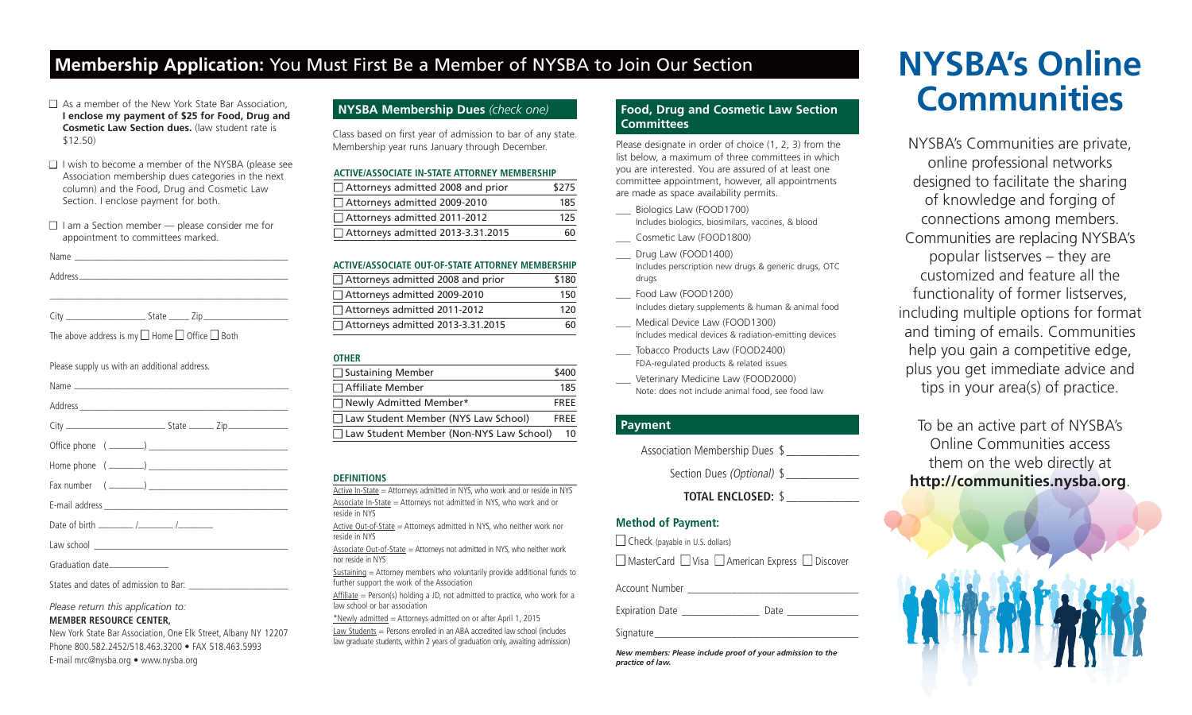## **Membership Application:** You Must First Be a Member of NYSBA to Join Our Section

☐ As a member of the New York State Bar Association, **I enclose my payment of $25 for Food, Drug and Cosmetic Law Section dues.** (law student rate is $12.50)

☐ I wish to become a member of the NYSBA (please see Association membership dues categories in the next column) and the Food, Drug and Cosmetic Law Section. I enclose payment for both.

☐ I am a Section member — please consider me for appointment to committees marked.

Name ___________________________________

Address _________________________________

________________________________________

City ______________ State ____ Zip ______________

The above address is my ☐ Home ☐ Office ☐ Both

Please supply us with an additional address.

Name ___________________________________

Address _________________________________

City __________________ State _____ Zip __________

Office phone ( _______) ___________________________

Home phone ( _______) ___________________________

Fax number ( _______) ___________________________

E-mail address _____________________________________

Date of birth _______ /_______ /_______

Law school ______________________________________

Graduation date____________

States and dates of admission to Bar: __________________

*Please return this application to:*

**MEMBER RESOURCE CENTER,**

New York State Bar Association, One Elk Street, Albany NY 12207

Phone 800.582.2452/518.463.3200 • FAX 518.463.5993

E-mail mrc@nysba.org • www.nysba.org

### NYSBA Membership Dues *(check one)*

Class based on first year of admission to bar of any state. Membership year runs January through December.

**ACTIVE/ASSOCIATE IN-STATE ATTORNEY MEMBERSHIP**

| | |
|---|---|
| ☐ Attorneys admitted 2008 and prior | $275 |
| ☐ Attorneys admitted 2009-2010 | 185 |
| ☐ Attorneys admitted 2011-2012 | 125 |
| ☐ Attorneys admitted 2013-3.31.2015 | 60 |

**ACTIVE/ASSOCIATE OUT-OF-STATE ATTORNEY MEMBERSHIP**

| | |
|---|---|
| ☐ Attorneys admitted 2008 and prior | $180 |
| ☐ Attorneys admitted 2009-2010 | 150 |
| ☐ Attorneys admitted 2011-2012 | 120 |
| ☐ Attorneys admitted 2013-3.31.2015 | 60 |

**OTHER**

| | |
|---|---|
| ☐ Sustaining Member | $400 |
| ☐ Affiliate Member | 185 |
| ☐ Newly Admitted Member* | FREE |
| ☐ Law Student Member (NYS Law School) | FREE |
| ☐ Law Student Member (Non-NYS Law School) | 10 |

**DEFINITIONS**

Active In-State = Attorneys admitted in NYS, who work and or reside in NYS

Associate In-State = Attorneys not admitted in NYS, who work and or reside in NYS

Active Out-of-State = Attorneys admitted in NYS, who neither work nor reside in NYS

Associate Out-of-State = Attorneys not admitted in NYS, who neither work nor reside in NYS

Sustaining = Attorney members who voluntarily provide additional funds to further support the work of the Association

Affiliate = Person(s) holding a JD, not admitted to practice, who work for a law school or bar association

*Newly admitted = Attorneys admitted on or after April 1, 2015

Law Students = Persons enrolled in an ABA accredited law school (includes law graduate students, within 2 years of graduation only, awaiting admission)

### Food, Drug and Cosmetic Law Section Committees

Please designate in order of choice (1, 2, 3) from the list below, a maximum of three committees in which you are interested. You are assured of at least one committee appointment, however, all appointments are made as space availability permits.

___ Biologics Law (FOOD1700)
Includes biologics, biosimilars, vaccines, & blood

___ Cosmetic Law (FOOD1800)

___ Drug Law (FOOD1400)
Includes perscription new drugs & generic drugs, OTC drugs

___ Food Law (FOOD1200)
Includes dietary supplements & human & animal food

___ Medical Device Law (FOOD1300)
Includes medical devices & radiation-emitting devices

___ Tobacco Products Law (FOOD2400)
FDA-regulated products & related issues

___ Veterinary Medicine Law (FOOD2000)
Note: does not include animal food, see food law

### Payment

Association Membership Dues $ ____________

Section Dues *(Optional)* $ ____________

**TOTAL ENCLOSED:** $ ____________

**Method of Payment:**

☐ Check (payable in U.S. dollars)

☐ MasterCard ☐ Visa ☐ American Express ☐ Discover

Account Number ______________________________

Expiration Date ______________ Date ____________

Signature___________________________________

***New members: Please include proof of your admission to the practice of law.***

# NYSBA's Online Communities

NYSBA's Communities are private, online professional networks designed to facilitate the sharing of knowledge and forging of connections among members. Communities are replacing NYSBA's popular listservs – they are customized and feature all the functionality of former listservs, including multiple options for format and timing of emails. Communities help you gain a competitive edge, plus you get immediate advice and tips in your area(s) of practice.

To be an active part of NYSBA's Online Communities access them on the web directly at **http://communities.nysba.org**.